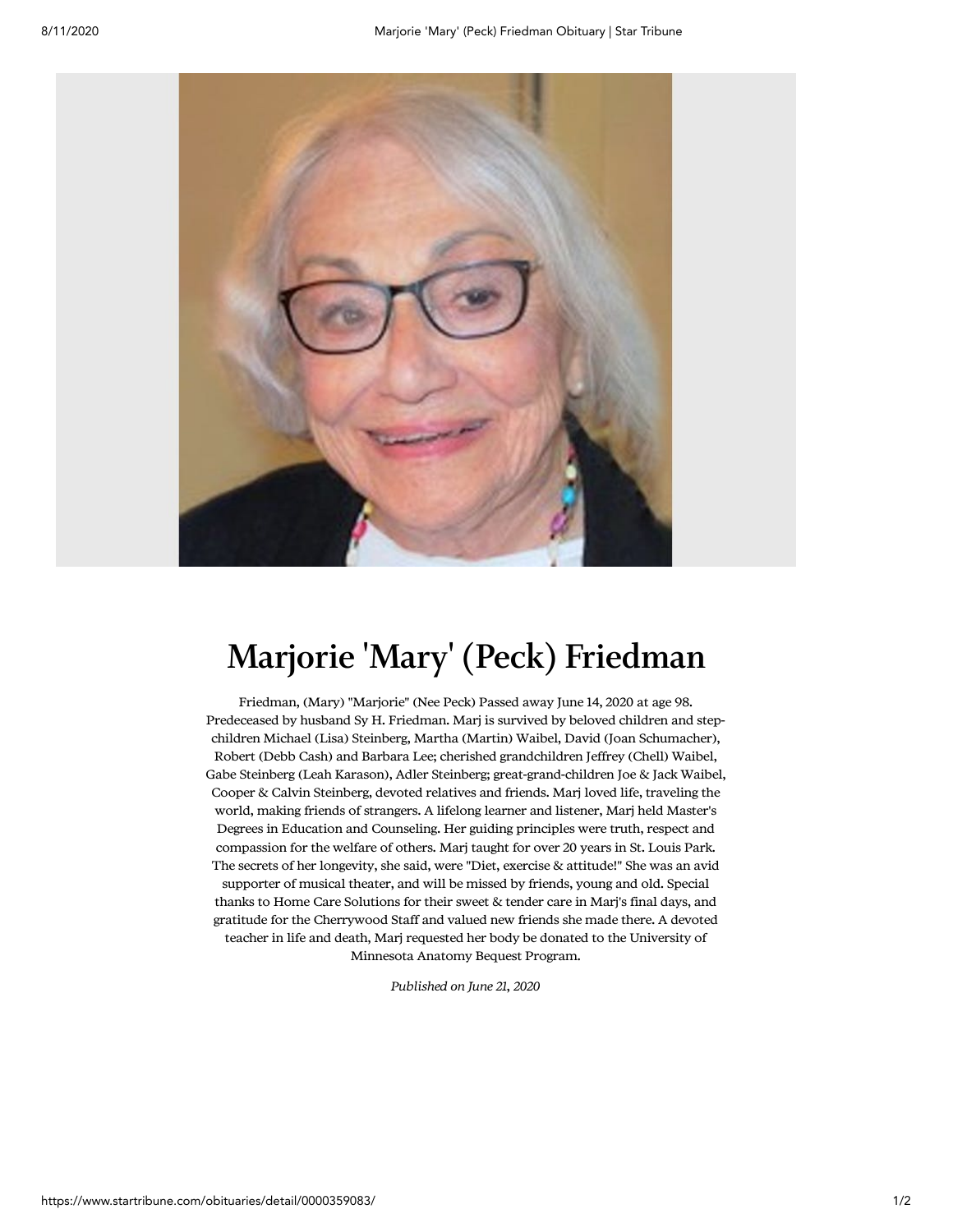# Marjorie 'Mary' (Peck) Friedman

Friedman, (Mary) "Marjorie" (Nee Peck) Passed away June 14, 2020 at age 98. Predeceased by husband Sy H. Friedman. Marj is survived by beloved children and step-children Michael (Lisa) Steinberg, Martha (Martin) Waibel, David (Joan Schumacher), Robert (Debb Cash) and Barbara Lee; cherished grandchildren Jeffrey (Chell) Waibel, Gabe Steinberg (Leah Karason), Adler Steinberg; great-grand-children Joe & Jack Waibel, Cooper & Calvin Steinberg, devoted relatives and friends. Marj loved life, traveling the world, making friends of strangers. A lifelong learner and listener, Marj held Master's Degrees in Education and Counseling. Her guiding principles were truth, respect and compassion for the welfare of others. Marj taught for over 20 years in St. Louis Park. The secrets of her longevity, she said, were "Diet, exercise & attitude!" She was an avid supporter of musical theater, and will be missed by friends, young and old. Special thanks to Home Care Solutions for their sweet & tender care in Marj's final days, and gratitude for the Cherrywood Staff and valued new friends she made there. A devoted teacher in life and death, Marj requested her body be donated to the University of Minnesota Anatomy Bequest Program.

*Published on June 21, 2020*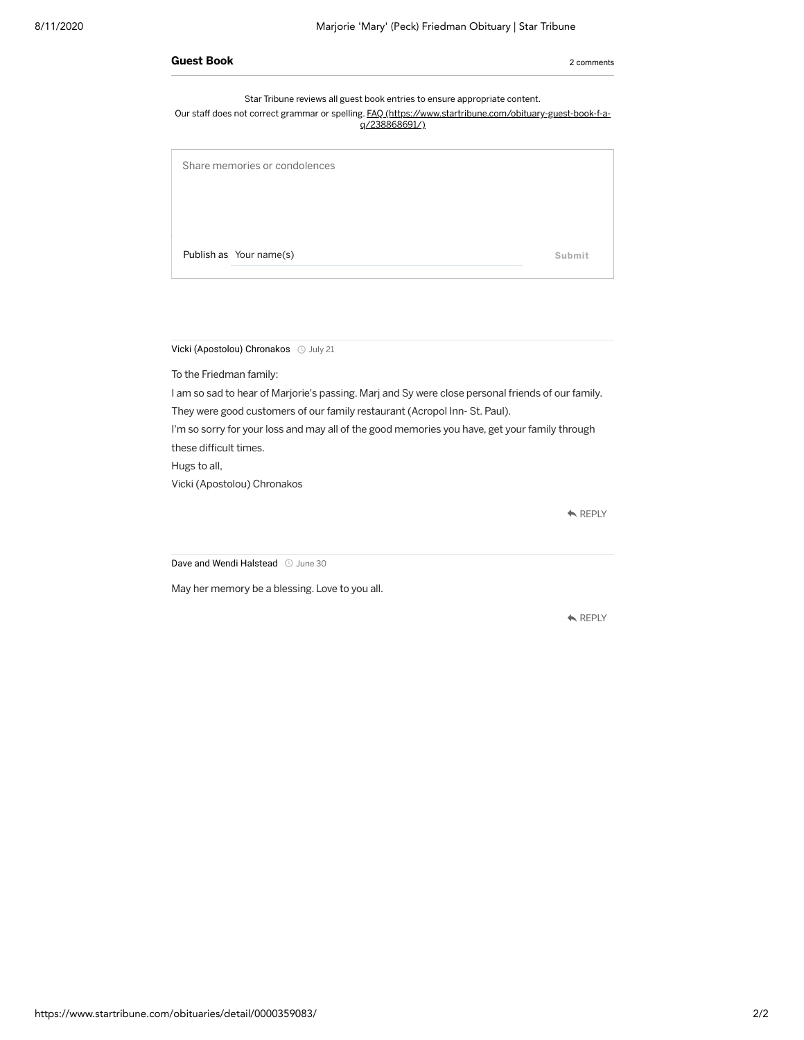**Guest Book**

2 comments

Star Tribune reviews all guest book entries to ensure appropriate content.

Our staff does not correct grammar or spelling. FAQ (https://www.startribune.com/obituary-guest-book-f-a-q/238868691/)

Share memories or condolences

Publish as Your name(s)

Submit

---

Vicki (Apostolou) Chronakos July 21

To the Friedman family:

I am so sad to hear of Marjorie's passing. Marj and Sy were close personal friends of our family.

They were good customers of our family restaurant (Acropol Inn- St. Paul).

I'm so sorry for your loss and may all of the good memories you have, get your family through these difficult times.

Hugs to all,

Vicki (Apostolou) Chronakos

REPLY

---

Dave and Wendi Halstead June 30

May her memory be a blessing. Love to you all.

REPLY